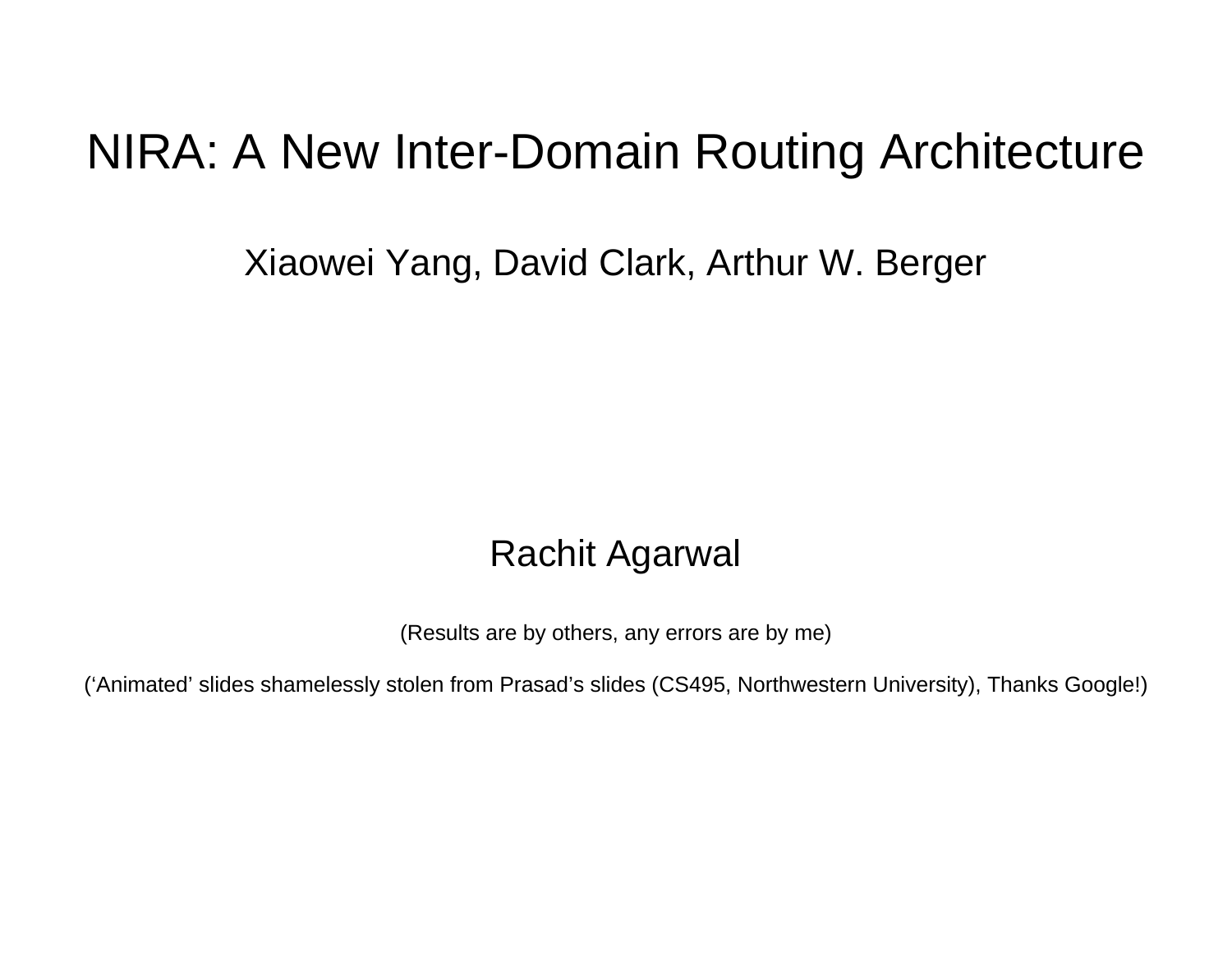# NIRA: A New Inter-Domain Routing Architecture

Xiaowei Yang, David Clark, Arthur W. Berger

Rachit Agarwal

(Results are by others, any errors are by me)

(‘Animated’ slides shamelessly stolen from Prasad’s slides (CS495, Northwestern University), Thanks Google!)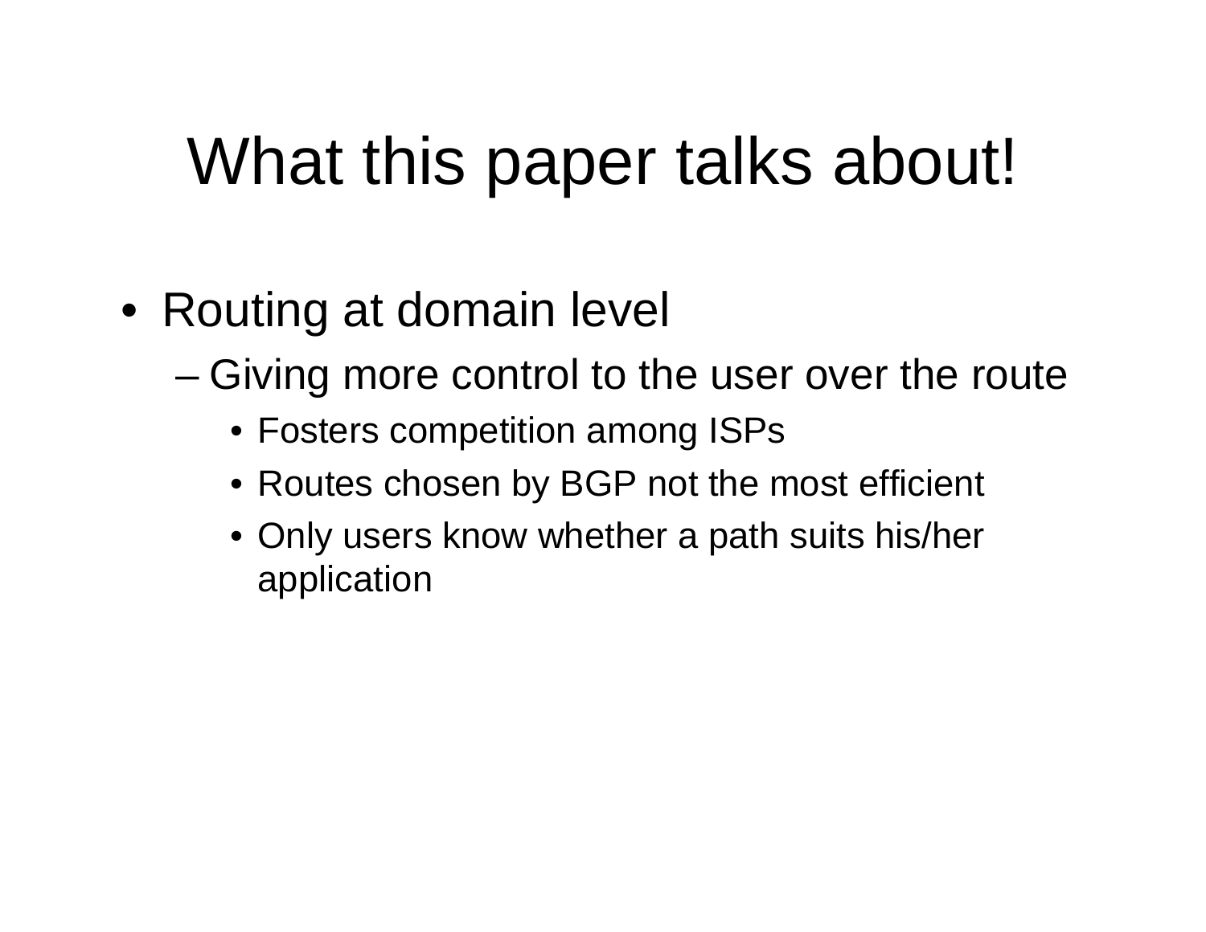# What this paper talks about!

- Routing at domain level
  - Giving more control to the user over the route
    - Fosters competition among ISPs
    - Routes chosen by BGP not the most efficient
    - Only users know whether a path suits his/her application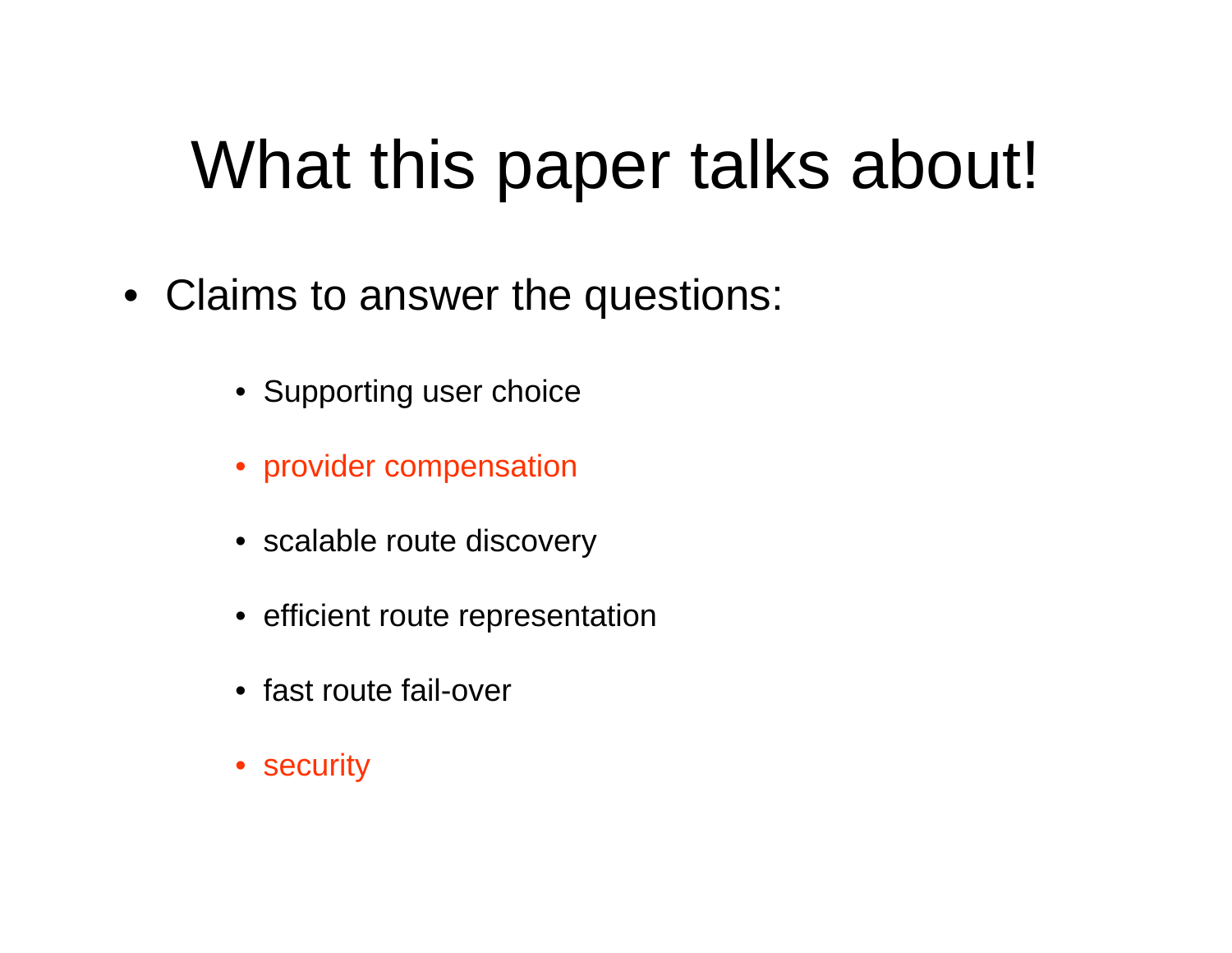# What this paper talks about!

- Claims to answer the questions:
  - Supporting user choice
  - provider compensation
  - scalable route discovery
  - efficient route representation
  - fast route fail-over
  - security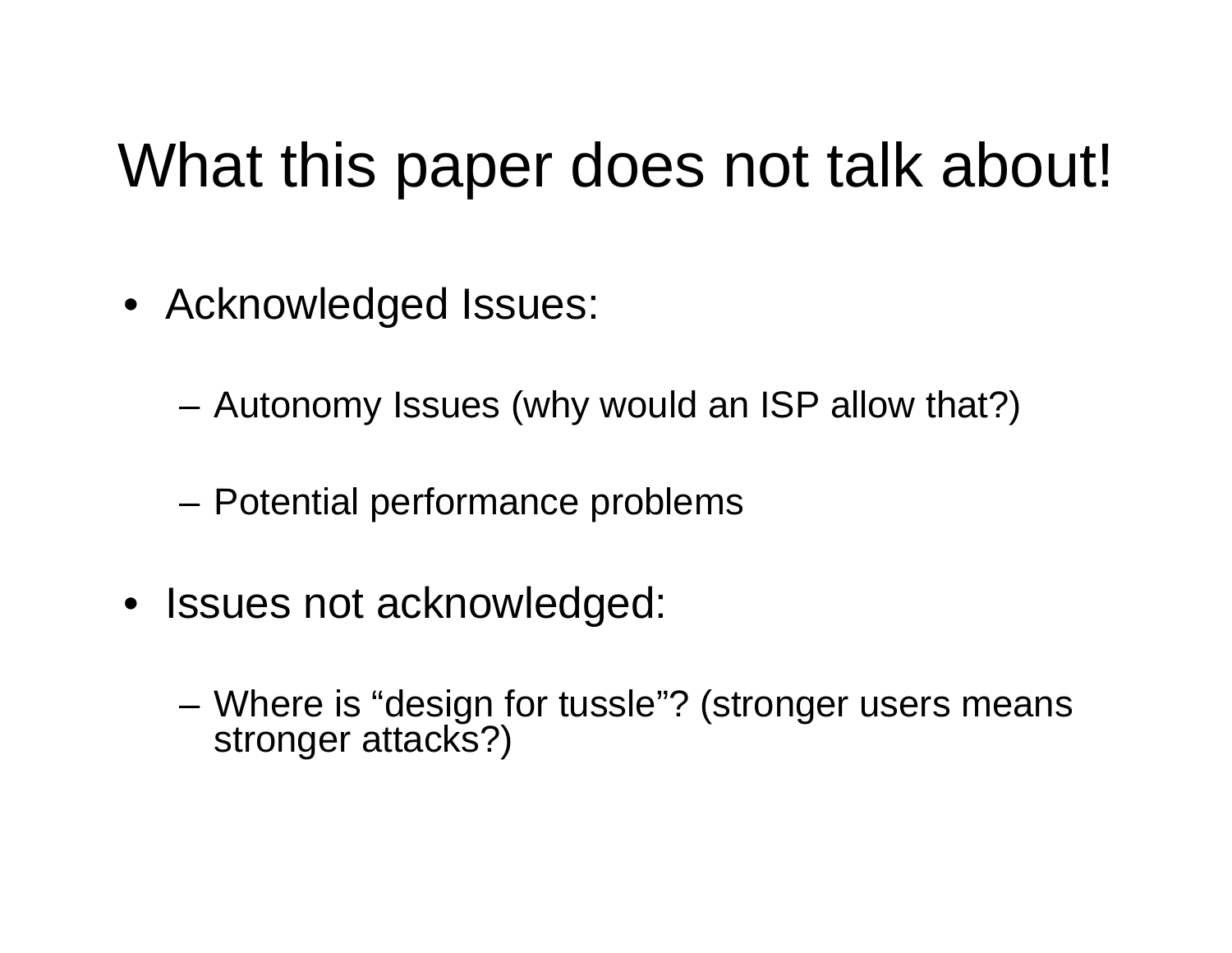# What this paper does not talk about!

- Acknowledged Issues:
  - Autonomy Issues (why would an ISP allow that?)
  - Potential performance problems
- Issues not acknowledged:
  - Where is “design for tussle”? (stronger users means stronger attacks?)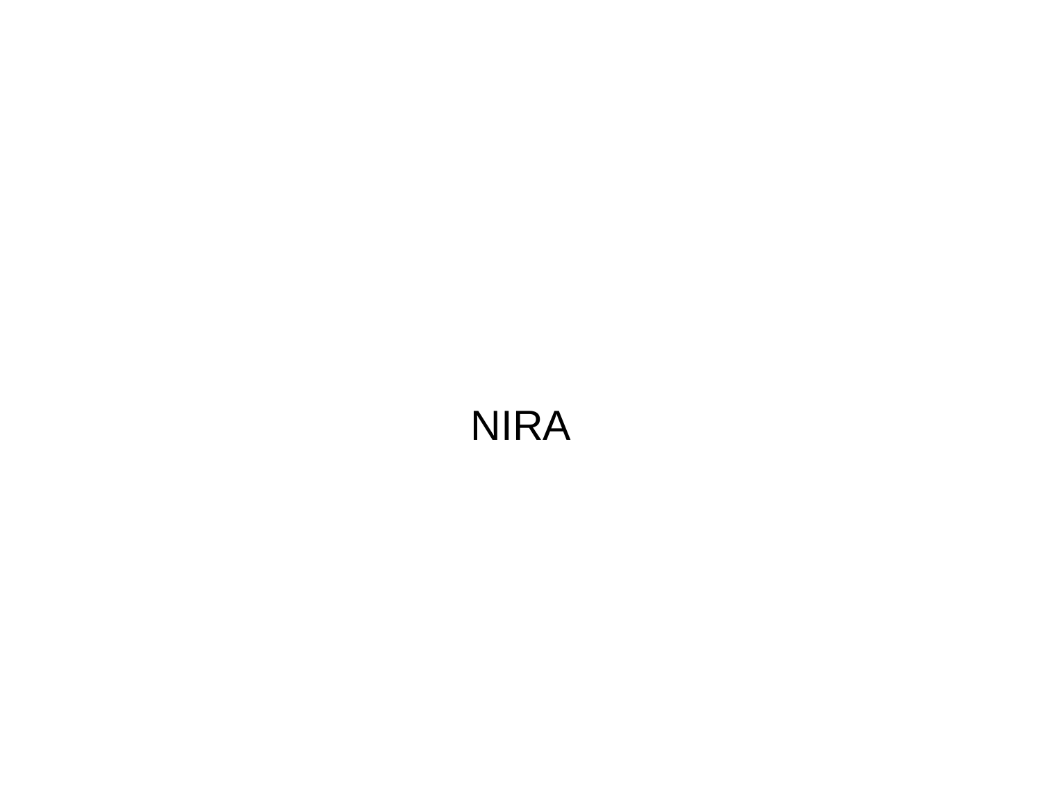NIRA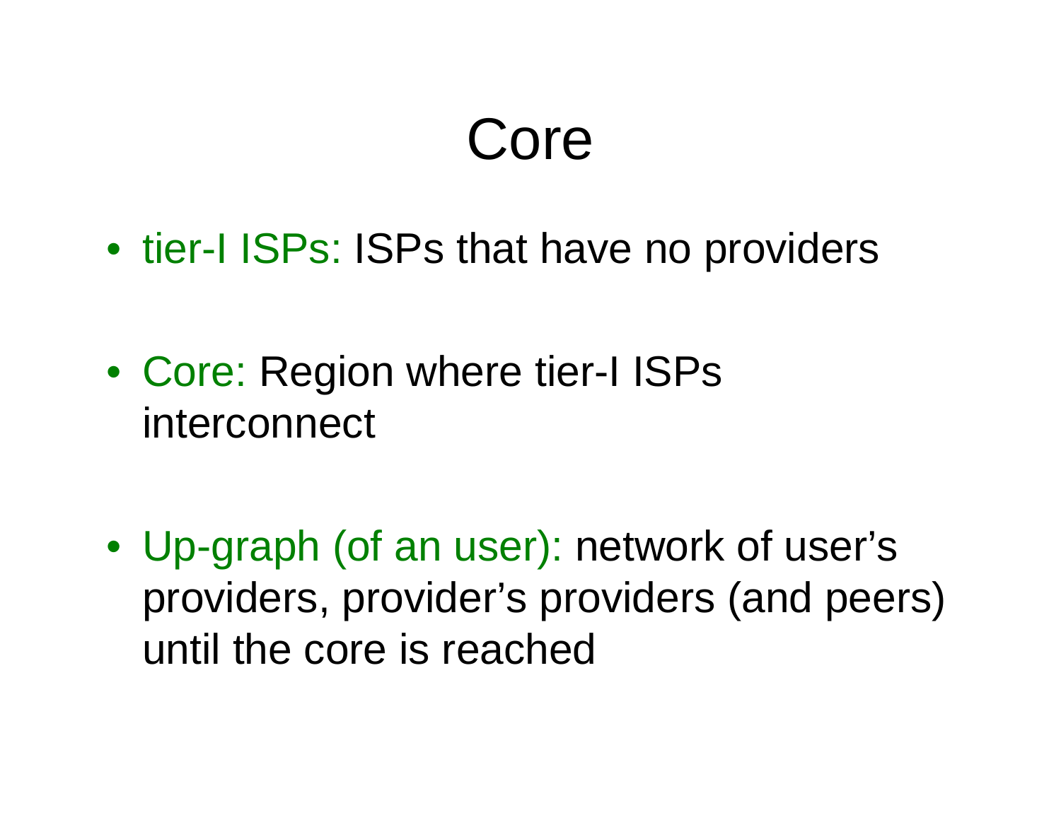# Core

- tier-I ISPs: ISPs that have no providers

- Core: Region where tier-I ISPs interconnect

- Up-graph (of an user): network of user's providers, provider's providers (and peers) until the core is reached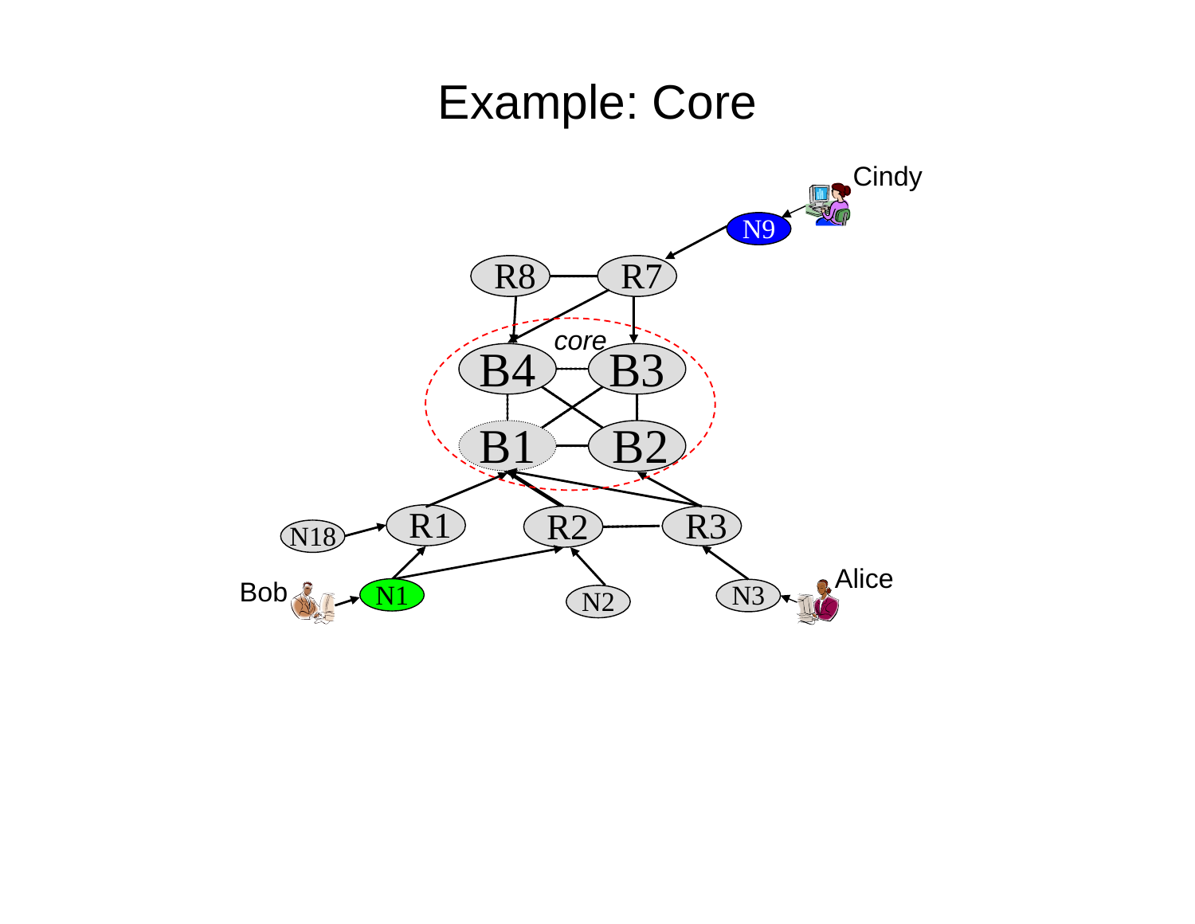# Example: Core

Cindy

N9

R8 R7

core

B4 B3

B1 B2

N18 R1 R2 R3

Bob N1 N2 N3 Alice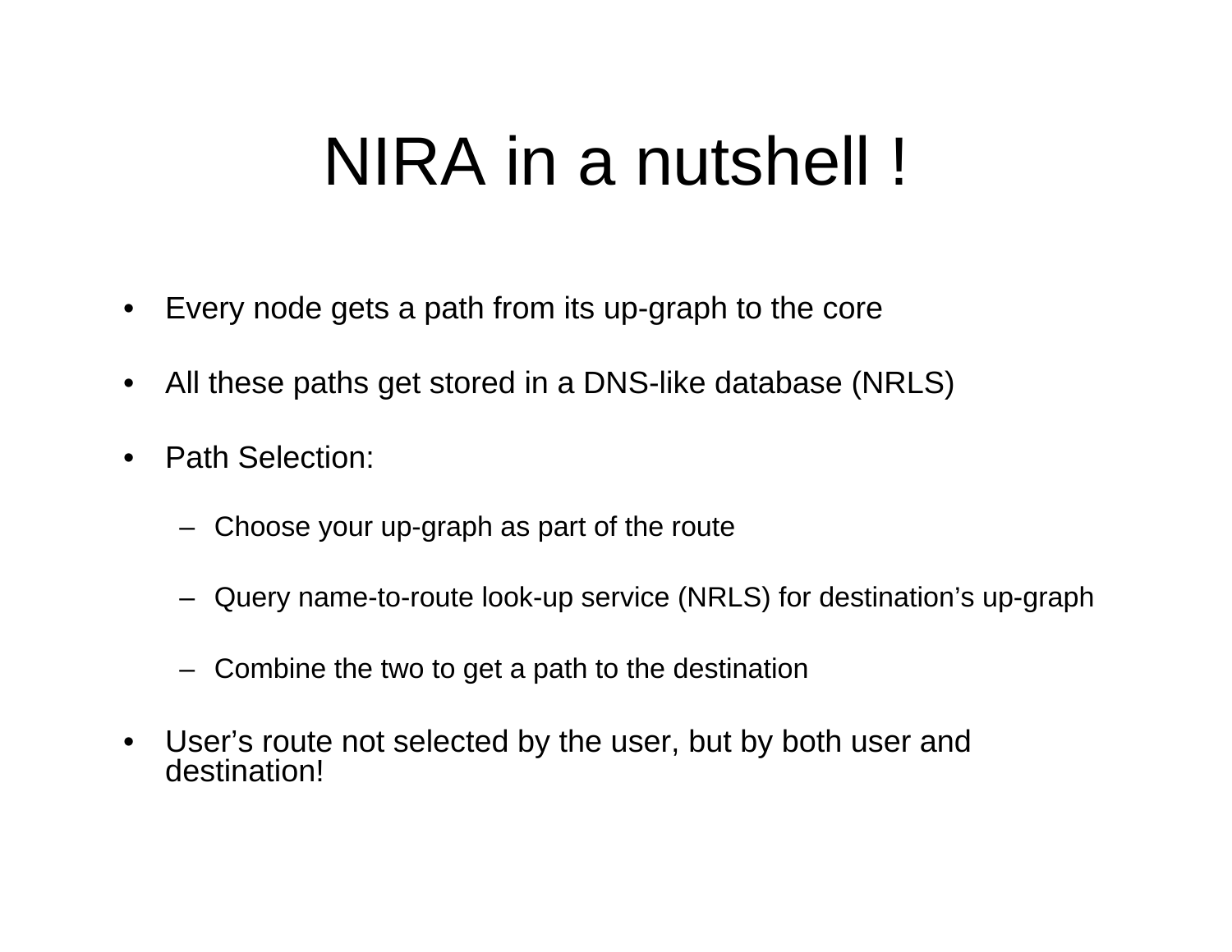# NIRA in a nutshell !

- Every node gets a path from its up-graph to the core
- All these paths get stored in a DNS-like database (NRLS)
- Path Selection:
  - Choose your up-graph as part of the route
  - Query name-to-route look-up service (NRLS) for destination’s up-graph
  - Combine the two to get a path to the destination
- User’s route not selected by the user, but by both user and destination!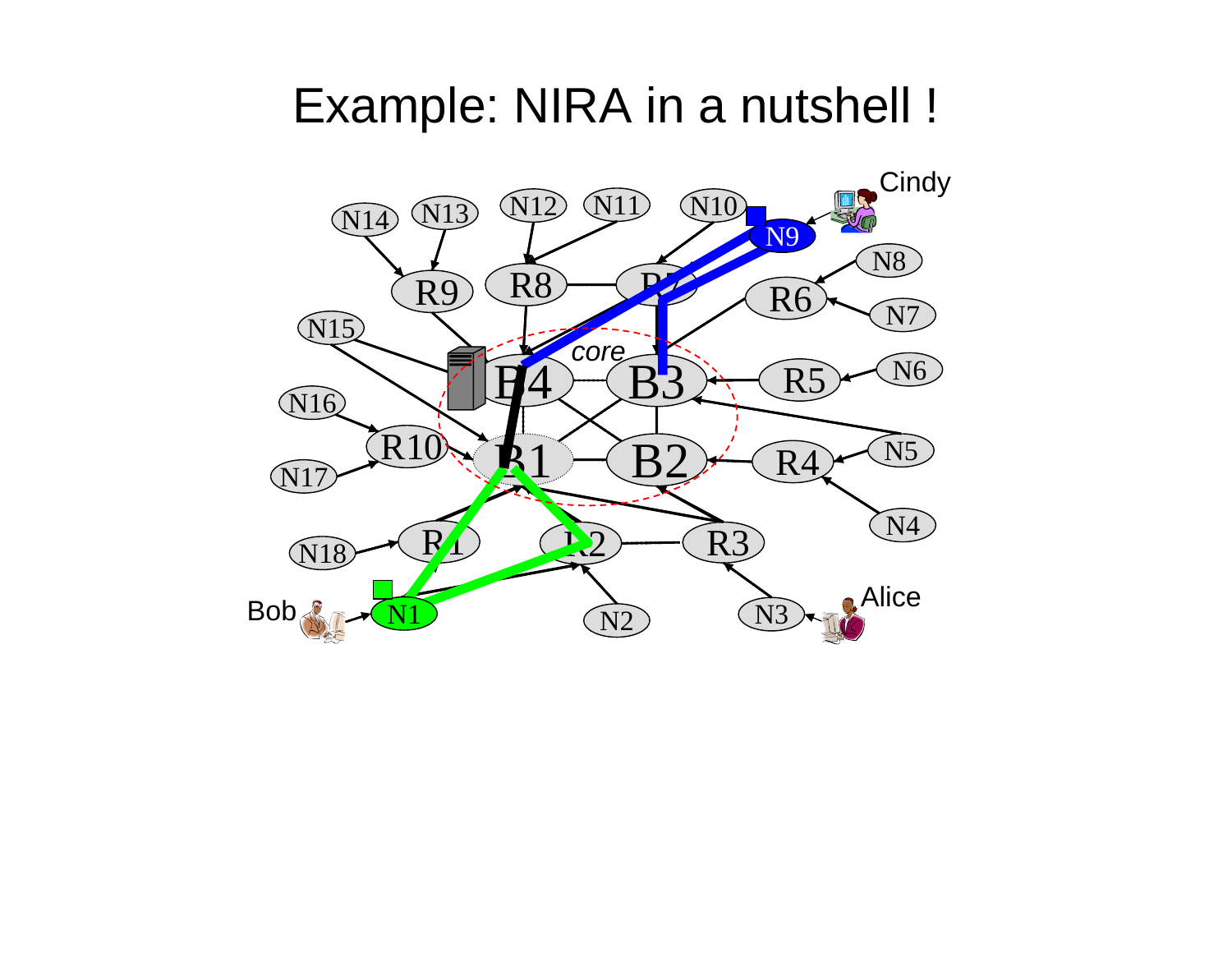# Example: NIRA in a nutshell !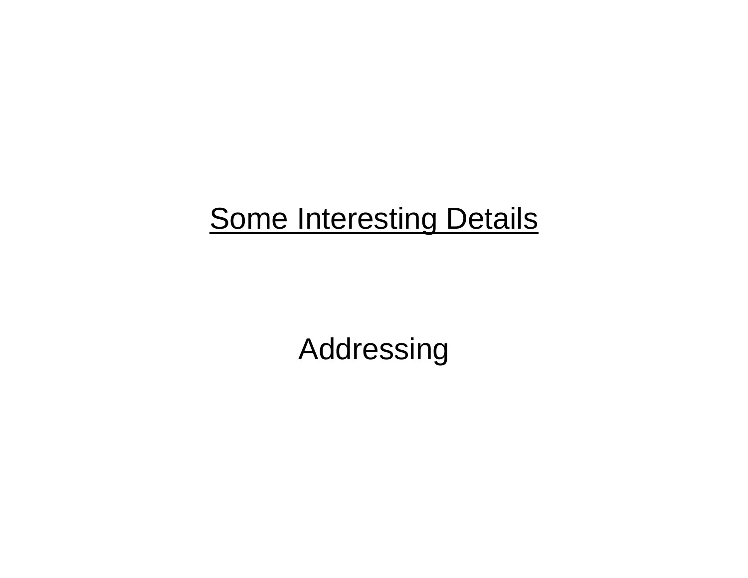# Some Interesting Details

Addressing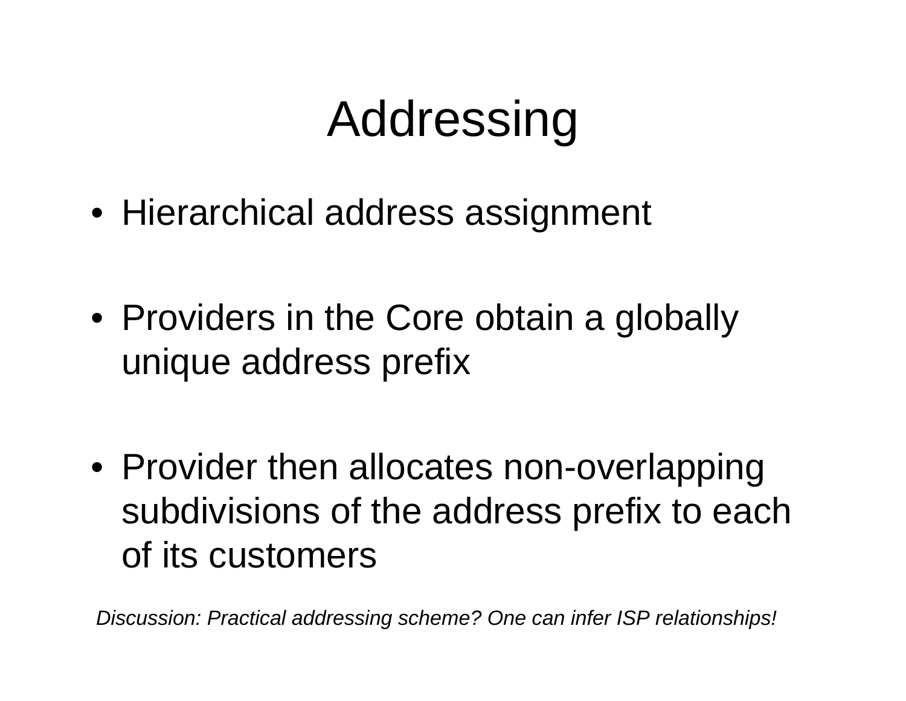# Addressing

- Hierarchical address assignment
- Providers in the Core obtain a globally unique address prefix
- Provider then allocates non-overlapping subdivisions of the address prefix to each of its customers

*Discussion: Practical addressing scheme? One can infer ISP relationships!*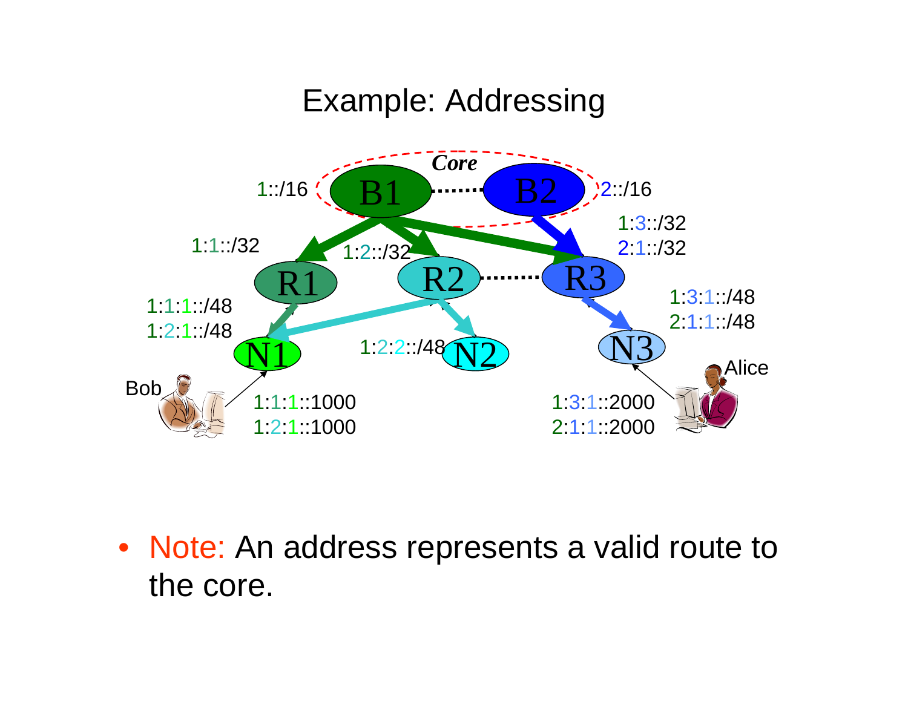# Example: Addressing

*Core*

B1 1::/16

B2 2::/16

R1 1:1::/32

R2 1:2::/32

R3 1:3::/32 2:1::/32

N1 1:1:1::/48 1:2:1::/48

N2 1:2:2::/48

N3 1:3:1::/48 2:1:1::/48

Bob 1:1:1::1000 1:2:1::1000

Alice 1:3:1::2000 2:1:1::2000

- Note: An address represents a valid route to the core.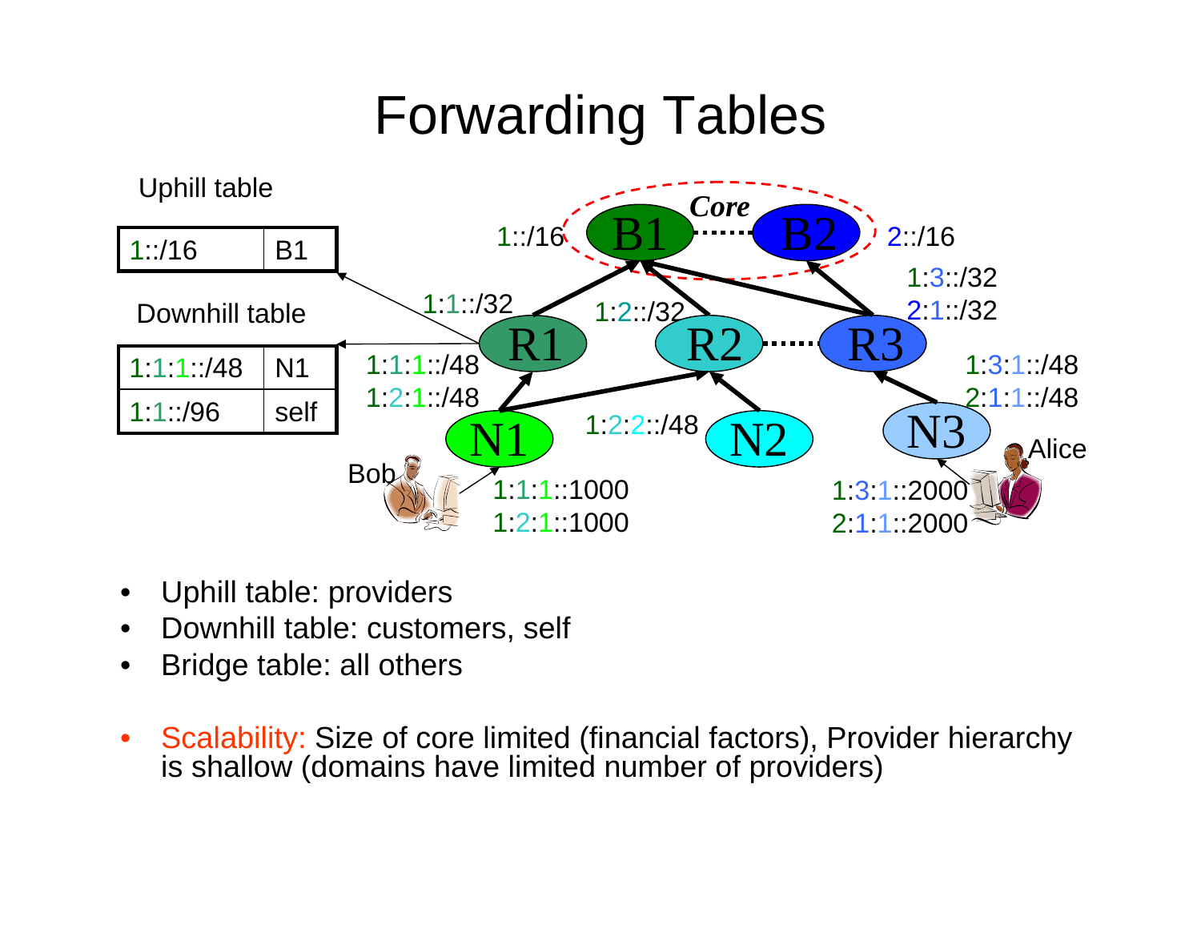# Forwarding Tables

Uphill table

| 1::/16 | B1 |
|---|---|

Downhill table

| 1:1:1::/48 | N1 |
|---|---|
| 1:1::/96 | self |

- Uphill table: providers
- Downhill table: customers, self
- Bridge table: all others

- Scalability: Size of core limited (financial factors), Provider hierarchy is shallow (domains have limited number of providers)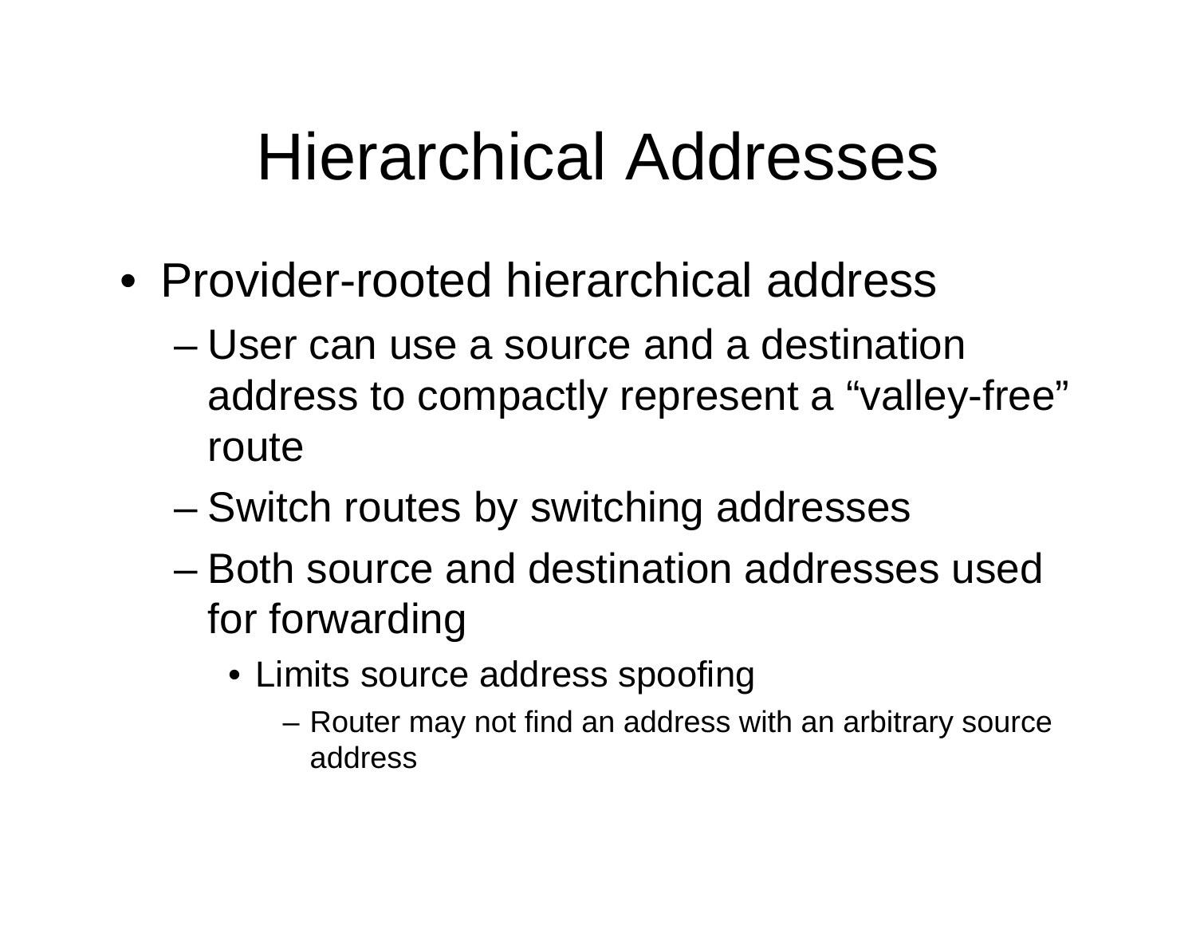# Hierarchical Addresses

- Provider-rooted hierarchical address
  - User can use a source and a destination address to compactly represent a “valley-free” route
  - Switch routes by switching addresses
  - Both source and destination addresses used for forwarding
    - Limits source address spoofing
      - Router may not find an address with an arbitrary source address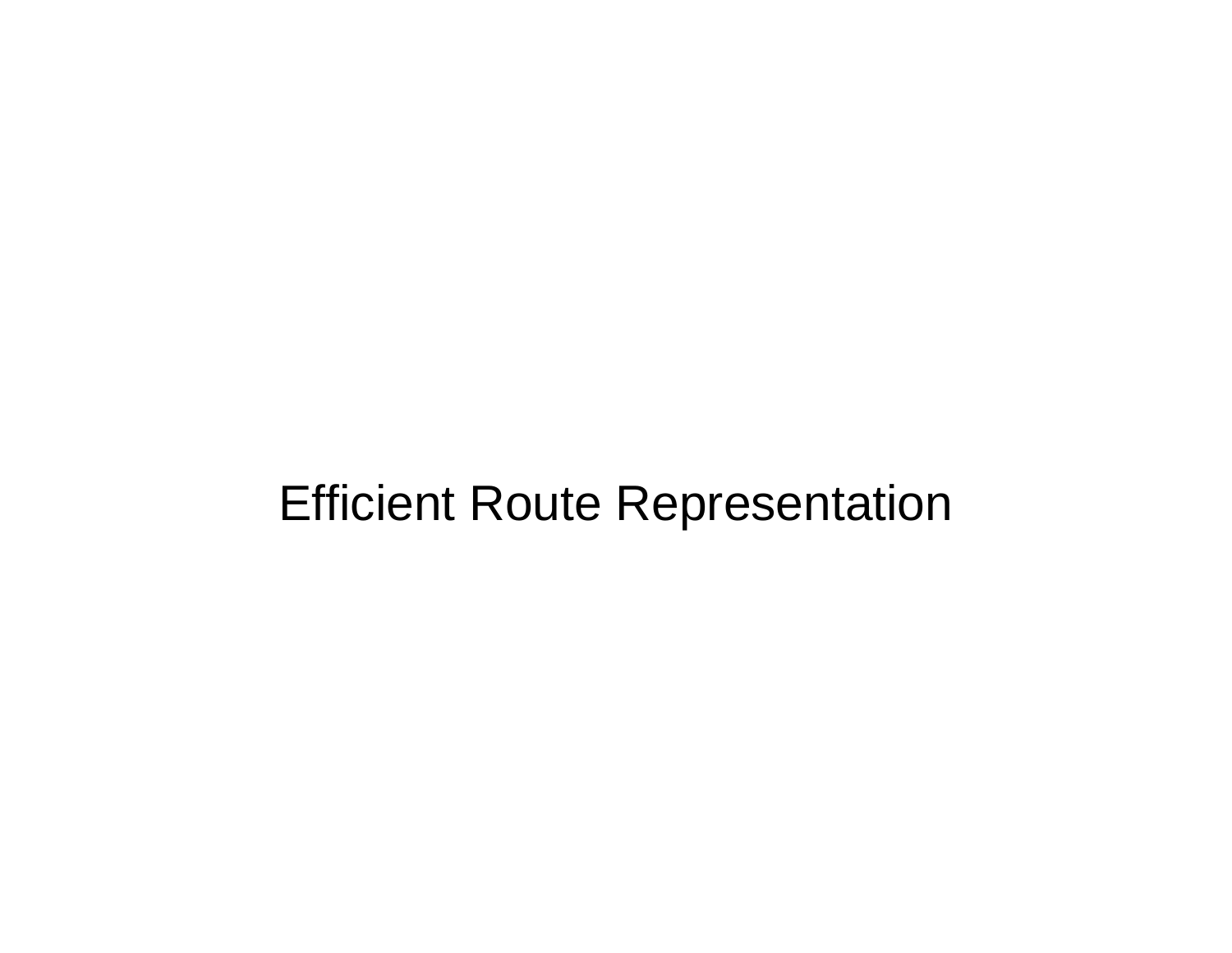# Efficient Route Representation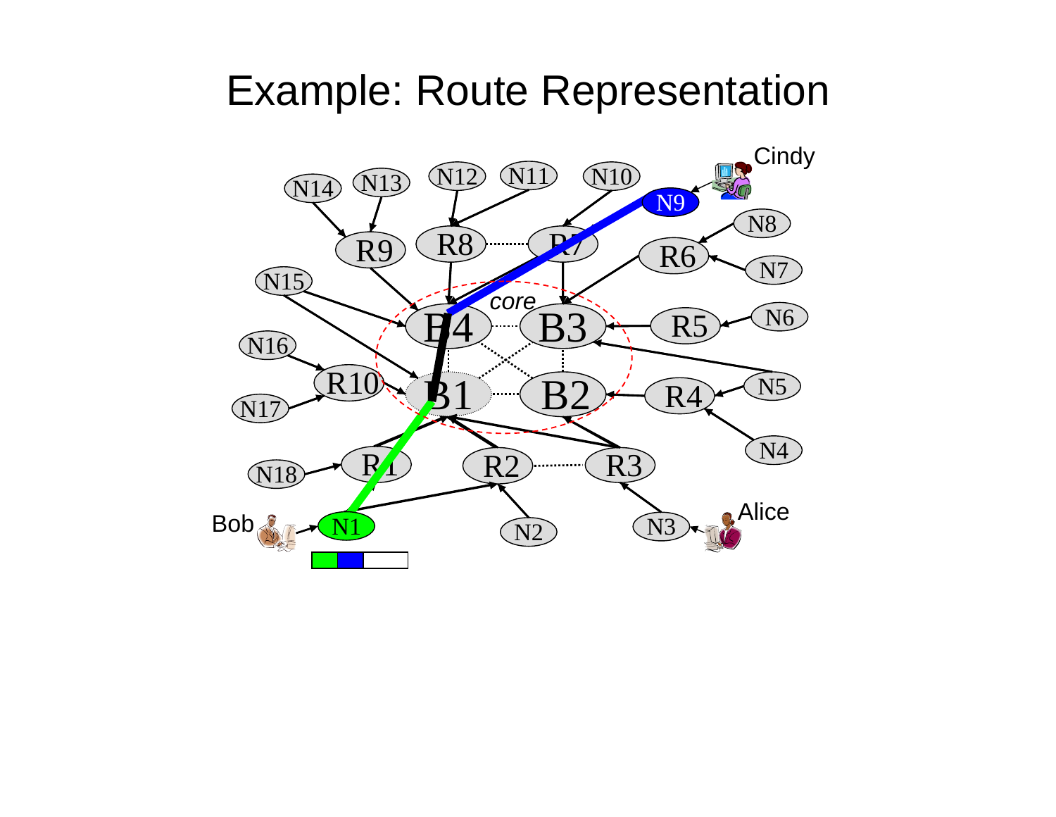# Example: Route Representation

Cindy

N14 N13 N12 N11 N10 N9

R9 R8 R7 R6 N8

N15 core N7

B4 B3 R5 N6

N16

R10 B1 B2 R4 N5

N17

N18 R1 R2 R3 N4

Bob N1 N2 N3 Alice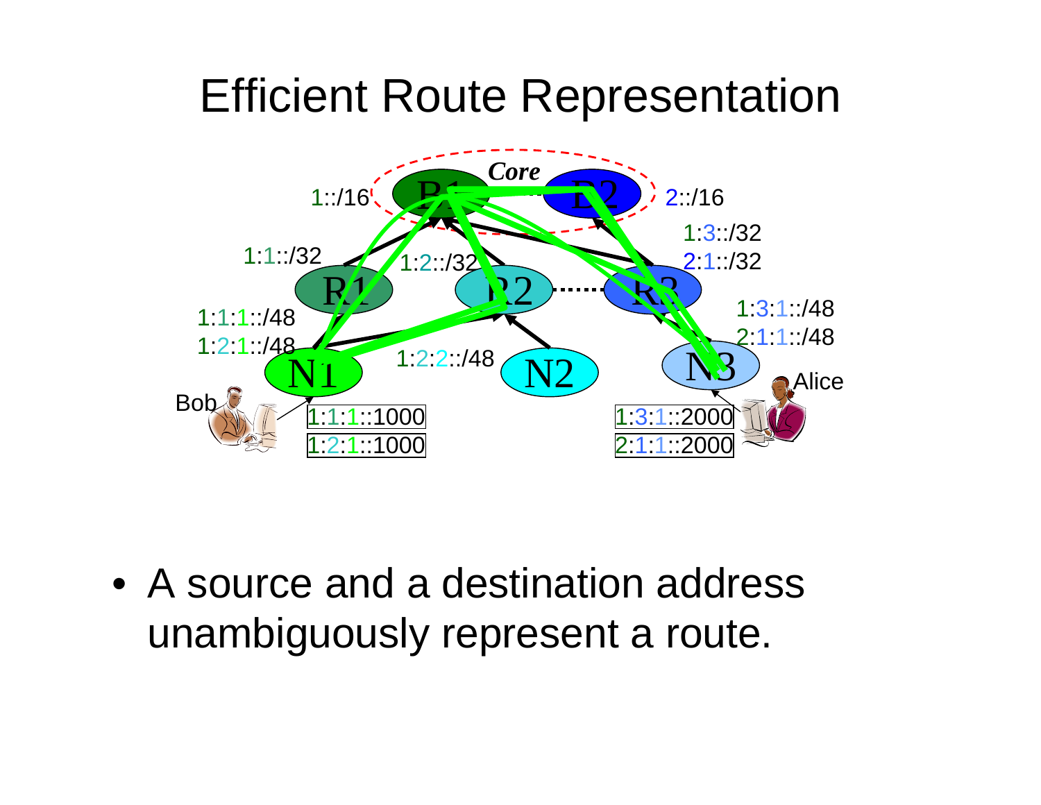# Efficient Route Representation

Core

1::/16

2::/16

1:1::/32

1:2::/32

1:3::/32
2:1::/32

1:1:1::/48
1:2:1::/48

1:2:2::/48

1:3:1::/48
2:1:1::/48

Bob

Alice

1:1:1::1000
1:2:1::1000

1:3:1::2000
2:1:1::2000

- A source and a destination address unambiguously represent a route.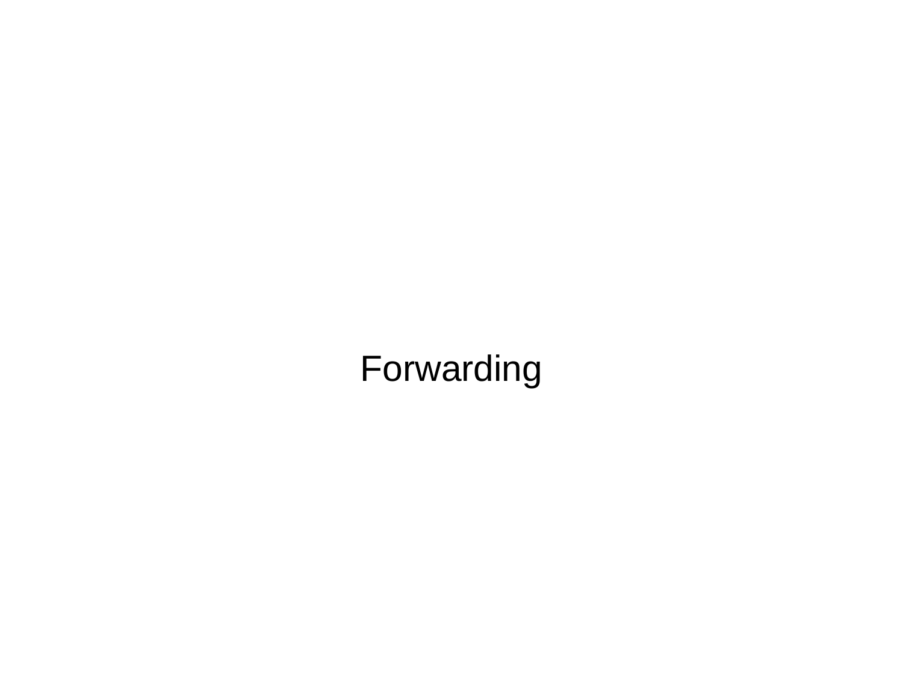# Forwarding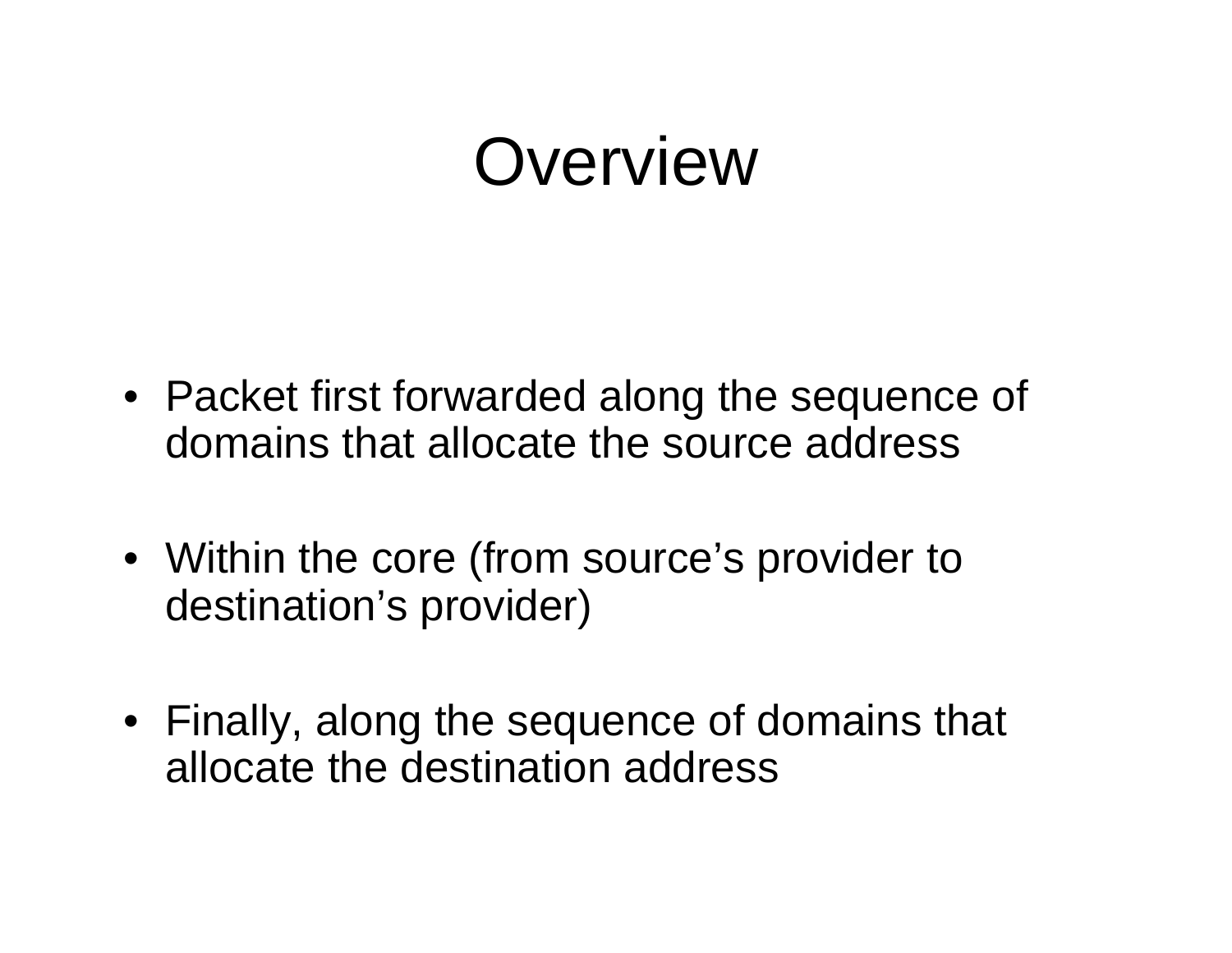# Overview

- Packet first forwarded along the sequence of domains that allocate the source address
- Within the core (from source's provider to destination's provider)
- Finally, along the sequence of domains that allocate the destination address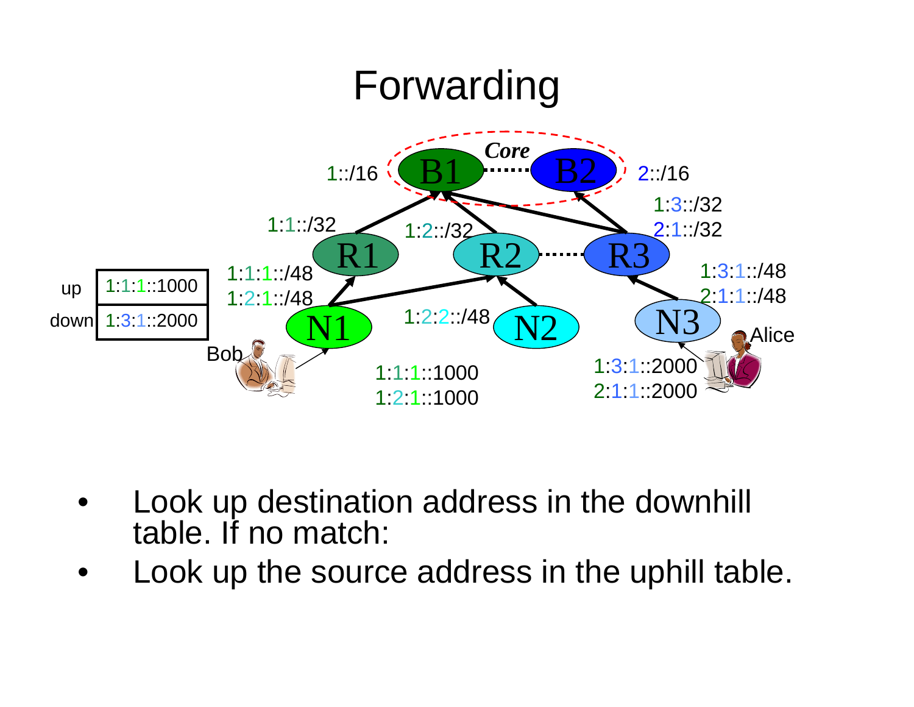# Forwarding

Core

B1 1::/16

B2 2::/16

R1 1:1::/32

R2 1:2::/32

R3 1:3::/32 2:1::/32

N1 1:1:1::/48 1:2:1::/48

N2 1:2:2::/48

N3 1:3:1::/48 2:1:1::/48

| | |
|---|---|
| up | 1:1:1::1000 |
| down | 1:3:1::2000 |

Bob 1:1:1::1000 1:2:1::1000

Alice 1:3:1::2000 2:1:1::2000

- Look up destination address in the downhill table. If no match:
- Look up the source address in the uphill table.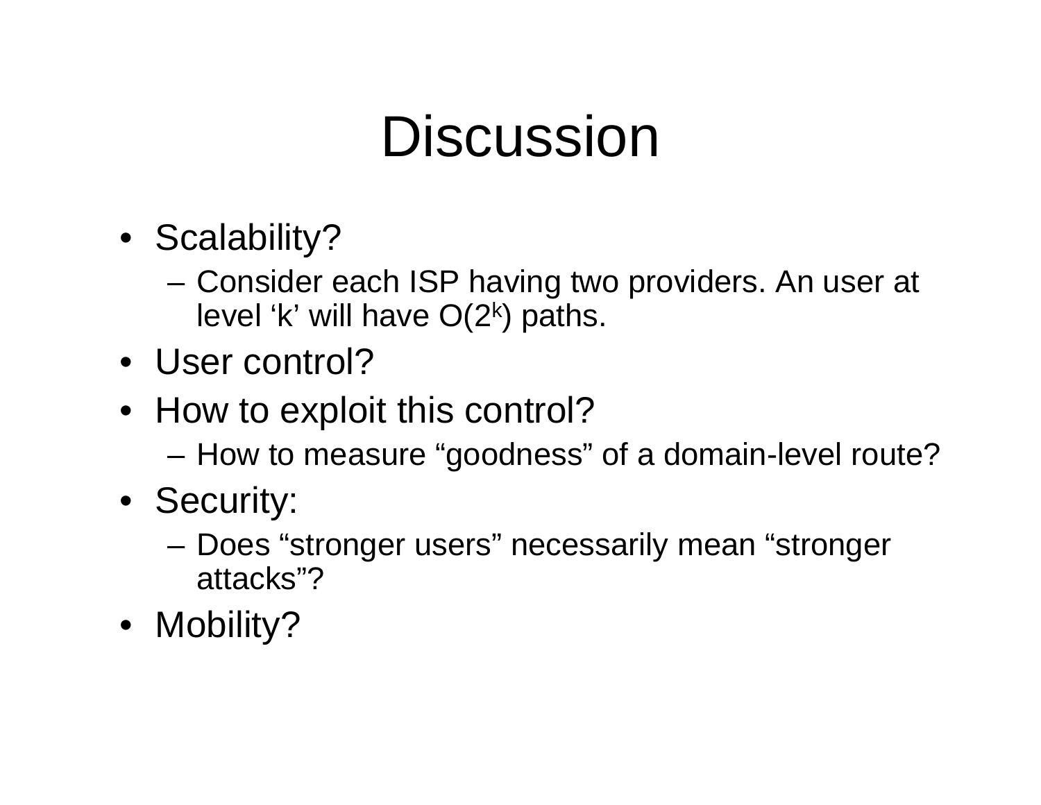# Discussion

- Scalability?
  - Consider each ISP having two providers. An user at level ‘k’ will have $O(2^k)$ paths.
- User control?
- How to exploit this control?
  - How to measure “goodness” of a domain-level route?
- Security:
  - Does “stronger users” necessarily mean “stronger attacks”?
- Mobility?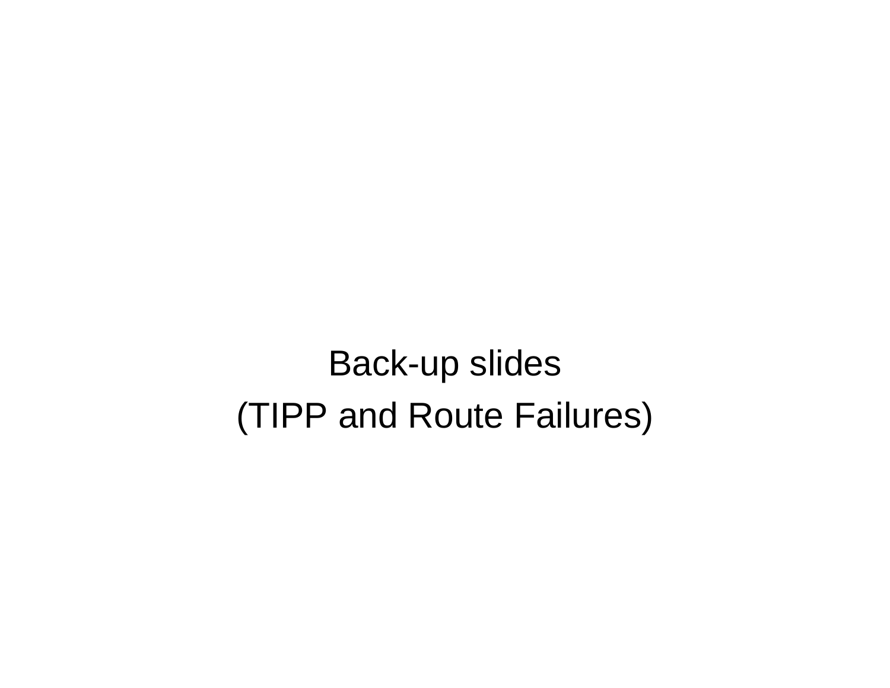Back-up slides

(TIPP and Route Failures)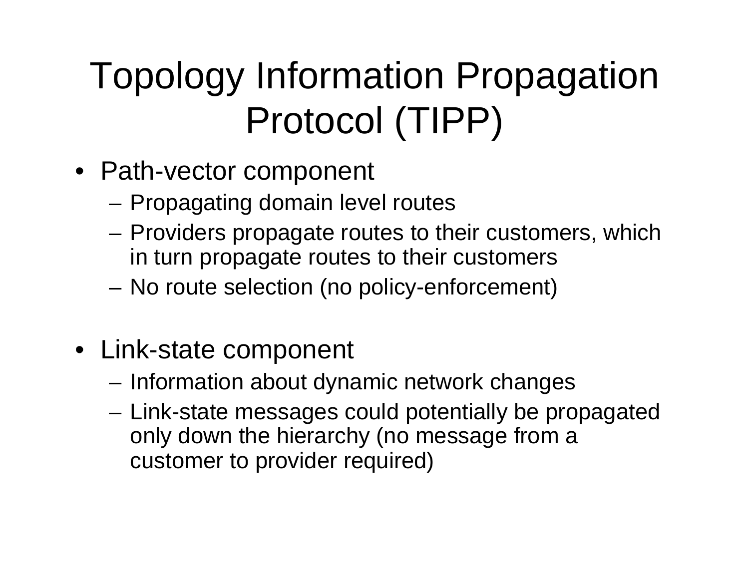# Topology Information Propagation Protocol (TIPP)

- Path-vector component
  - Propagating domain level routes
  - Providers propagate routes to their customers, which in turn propagate routes to their customers
  - No route selection (no policy-enforcement)

- Link-state component
  - Information about dynamic network changes
  - Link-state messages could potentially be propagated only down the hierarchy (no message from a customer to provider required)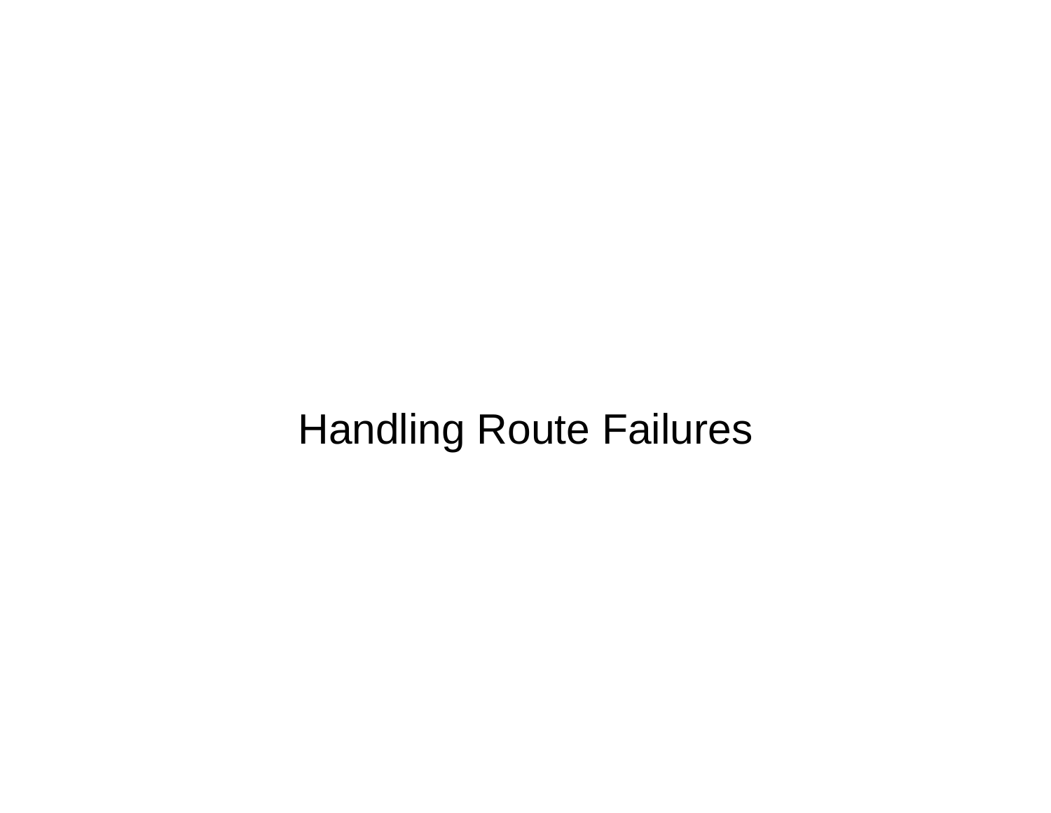# Handling Route Failures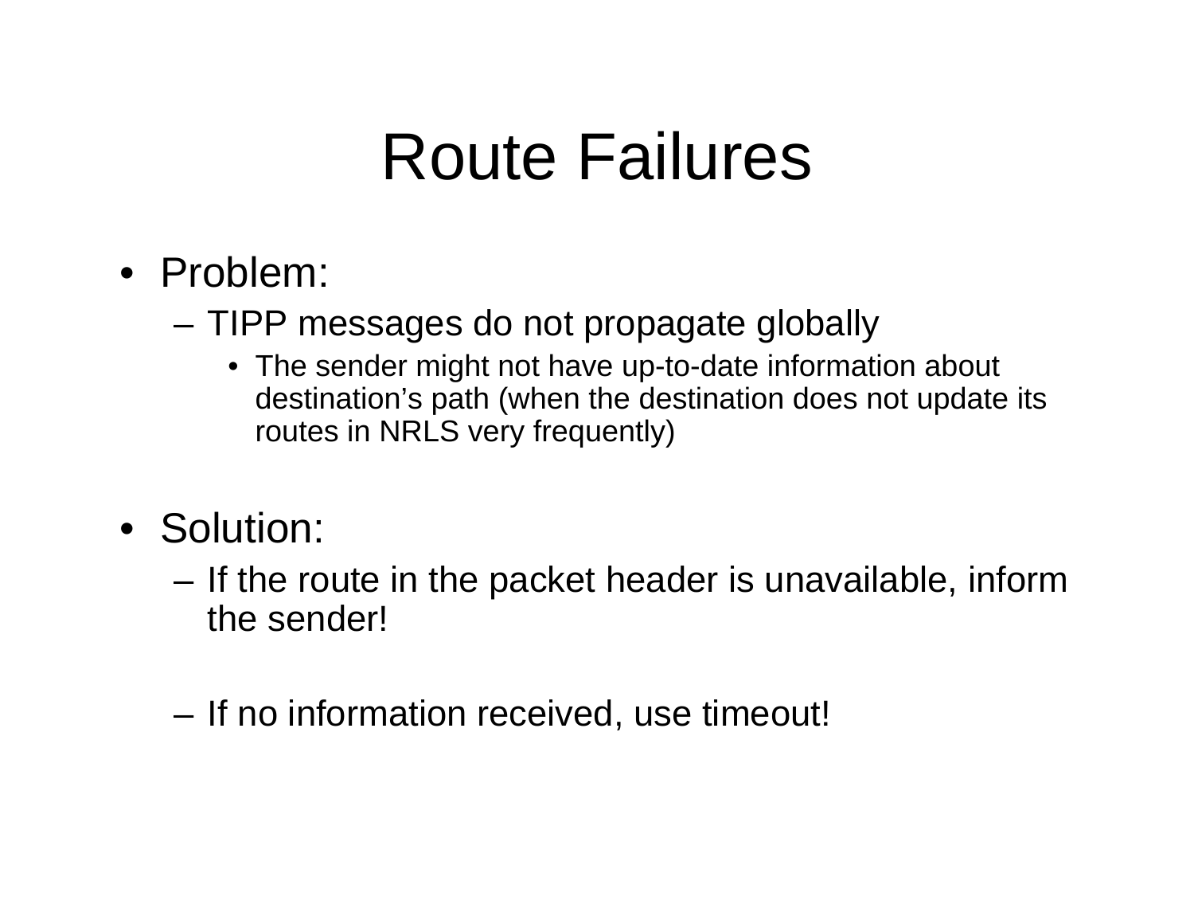# Route Failures

- Problem:
  - TIPP messages do not propagate globally
    - The sender might not have up-to-date information about destination's path (when the destination does not update its routes in NRLS very frequently)

- Solution:
  - If the route in the packet header is unavailable, inform the sender!
  - If no information received, use timeout!